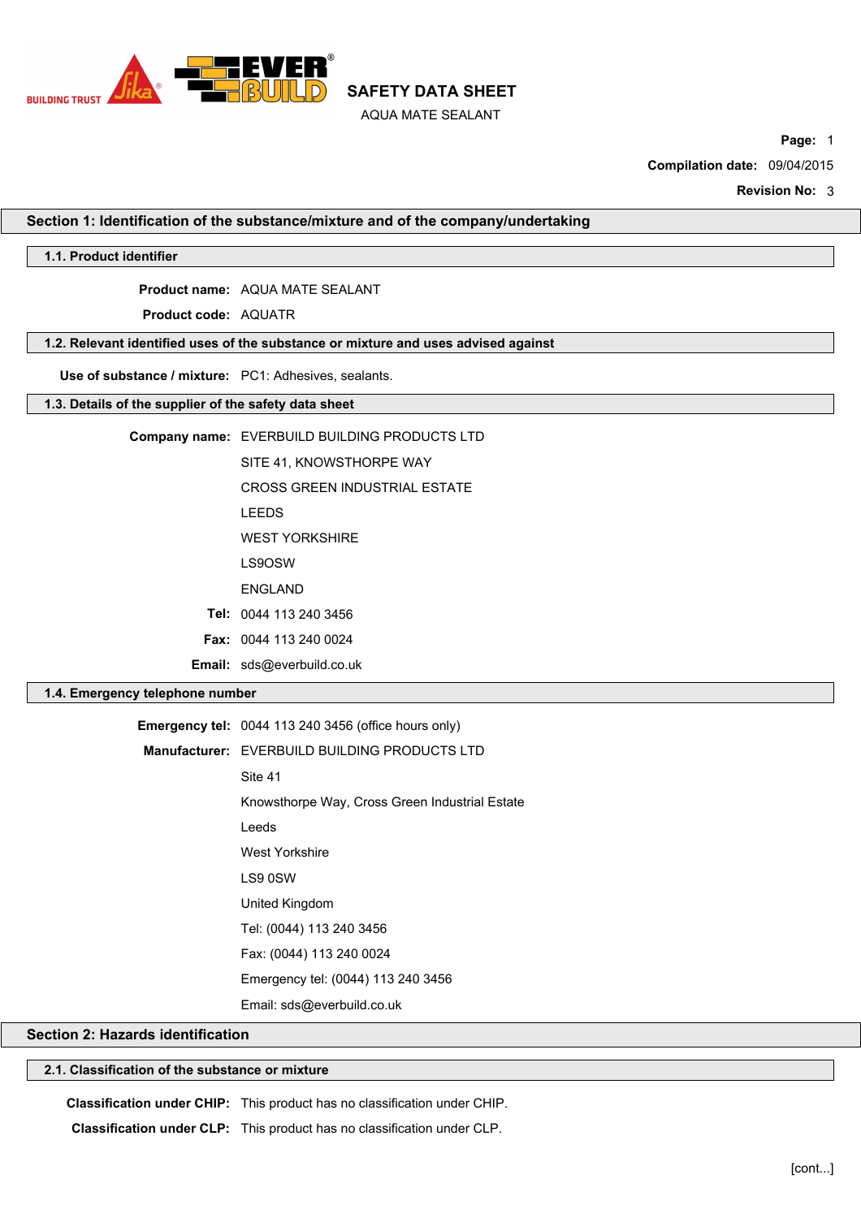# SAFETY DATA SHEET

AQUA MATE SEALANT

**Page:** 1

**Compilation date:** 09/04/2015

**Revision No:** 3

## Section 1: Identification of the substance/mixture and of the company/undertaking

### 1.1. Product identifier

**Product name:** AQUA MATE SEALANT

**Product code:** AQUATR

### 1.2. Relevant identified uses of the substance or mixture and uses advised against

**Use of substance / mixture:** PC1: Adhesives, sealants.

### 1.3. Details of the supplier of the safety data sheet

**Company name:** EVERBUILD BUILDING PRODUCTS LTD
SITE 41, KNOWSTHORPE WAY
CROSS GREEN INDUSTRIAL ESTATE
LEEDS
WEST YORKSHIRE
LS9OSW
ENGLAND

**Tel:** 0044 113 240 3456

**Fax:** 0044 113 240 0024

**Email:** sds@everbuild.co.uk

### 1.4. Emergency telephone number

**Emergency tel:** 0044 113 240 3456 (office hours only)

**Manufacturer:** EVERBUILD BUILDING PRODUCTS LTD
Site 41
Knowsthorpe Way, Cross Green Industrial Estate
Leeds
West Yorkshire
LS9 0SW
United Kingdom
Tel: (0044) 113 240 3456
Fax: (0044) 113 240 0024
Emergency tel: (0044) 113 240 3456
Email: sds@everbuild.co.uk

## Section 2: Hazards identification

### 2.1. Classification of the substance or mixture

**Classification under CHIP:** This product has no classification under CHIP.

**Classification under CLP:** This product has no classification under CLP.

[cont...]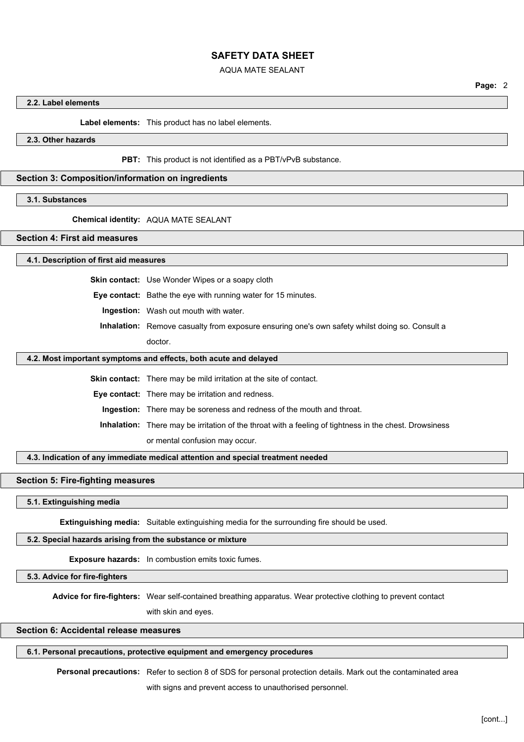### 2.2. Label elements

**Label elements:** This product has no label elements.

### 2.3. Other hazards

**PBT:** This product is not identified as a PBT/vPvB substance.

## Section 3: Composition/information on ingredients

### 3.1. Substances

**Chemical identity:** AQUA MATE SEALANT

## Section 4: First aid measures

### 4.1. Description of first aid measures

**Skin contact:** Use Wonder Wipes or a soapy cloth

**Eye contact:** Bathe the eye with running water for 15 minutes.

**Ingestion:** Wash out mouth with water.

**Inhalation:** Remove casualty from exposure ensuring one's own safety whilst doing so. Consult a doctor.

### 4.2. Most important symptoms and effects, both acute and delayed

**Skin contact:** There may be mild irritation at the site of contact.

**Eye contact:** There may be irritation and redness.

**Ingestion:** There may be soreness and redness of the mouth and throat.

**Inhalation:** There may be irritation of the throat with a feeling of tightness in the chest. Drowsiness or mental confusion may occur.

### 4.3. Indication of any immediate medical attention and special treatment needed

## Section 5: Fire-fighting measures

### 5.1. Extinguishing media

**Extinguishing media:** Suitable extinguishing media for the surrounding fire should be used.

### 5.2. Special hazards arising from the substance or mixture

**Exposure hazards:** In combustion emits toxic fumes.

### 5.3. Advice for fire-fighters

**Advice for fire-fighters:** Wear self-contained breathing apparatus. Wear protective clothing to prevent contact with skin and eyes.

## Section 6: Accidental release measures

### 6.1. Personal precautions, protective equipment and emergency procedures

**Personal precautions:** Refer to section 8 of SDS for personal protection details. Mark out the contaminated area with signs and prevent access to unauthorised personnel.

[cont...]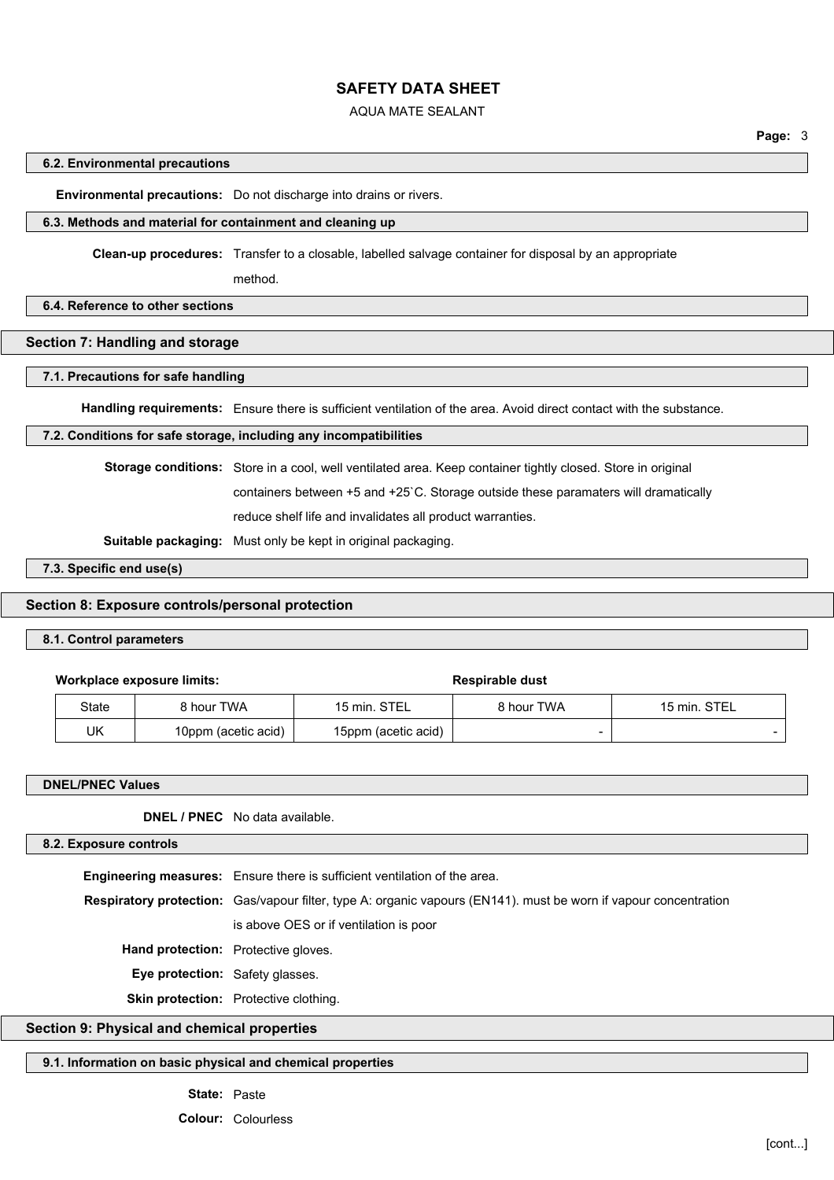### 6.2. Environmental precautions

**Environmental precautions:** Do not discharge into drains or rivers.

### 6.3. Methods and material for containment and cleaning up

**Clean-up procedures:** Transfer to a closable, labelled salvage container for disposal by an appropriate method.

### 6.4. Reference to other sections

## Section 7: Handling and storage

### 7.1. Precautions for safe handling

**Handling requirements:** Ensure there is sufficient ventilation of the area. Avoid direct contact with the substance.

### 7.2. Conditions for safe storage, including any incompatibilities

**Storage conditions:** Store in a cool, well ventilated area. Keep container tightly closed. Store in original containers between +5 and +25`C. Storage outside these paramaters will dramatically reduce shelf life and invalidates all product warranties.

**Suitable packaging:** Must only be kept in original packaging.

### 7.3. Specific end use(s)

## Section 8: Exposure controls/personal protection

### 8.1. Control parameters

**Workplace exposure limits:** **Respirable dust**

| State | 8 hour TWA | 15 min. STEL | 8 hour TWA | 15 min. STEL |
|---|---|---|---|---|
| UK | 10ppm (acetic acid) | 15ppm (acetic acid) | - | - |

### DNEL/PNEC Values

**DNEL / PNEC** No data available.

### 8.2. Exposure controls

**Engineering measures:** Ensure there is sufficient ventilation of the area.

**Respiratory protection:** Gas/vapour filter, type A: organic vapours (EN141). must be worn if vapour concentration is above OES or if ventilation is poor

**Hand protection:** Protective gloves.

**Eye protection:** Safety glasses.

**Skin protection:** Protective clothing.

## Section 9: Physical and chemical properties

### 9.1. Information on basic physical and chemical properties

**State:** Paste

**Colour:** Colourless

[cont...]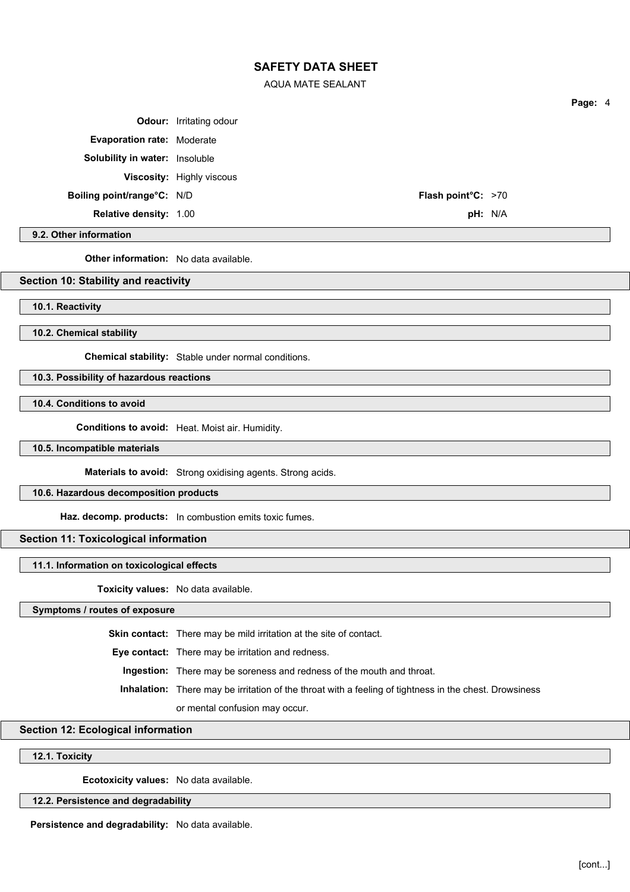**Odour:** Irritating odour

**Evaporation rate:** Moderate

**Solubility in water:** Insoluble

**Viscosity:** Highly viscous

**Boiling point/range°C:** N/D

**Flash point°C:** >70

**Relative density:** 1.00

**pH:** N/A

### 9.2. Other information

**Other information:** No data available.

## Section 10: Stability and reactivity

### 10.1. Reactivity

### 10.2. Chemical stability

**Chemical stability:** Stable under normal conditions.

### 10.3. Possibility of hazardous reactions

### 10.4. Conditions to avoid

**Conditions to avoid:** Heat. Moist air. Humidity.

### 10.5. Incompatible materials

**Materials to avoid:** Strong oxidising agents. Strong acids.

### 10.6. Hazardous decomposition products

**Haz. decomp. products:** In combustion emits toxic fumes.

## Section 11: Toxicological information

### 11.1. Information on toxicological effects

**Toxicity values:** No data available.

### Symptoms / routes of exposure

**Skin contact:** There may be mild irritation at the site of contact.

**Eye contact:** There may be irritation and redness.

**Ingestion:** There may be soreness and redness of the mouth and throat.

**Inhalation:** There may be irritation of the throat with a feeling of tightness in the chest. Drowsiness or mental confusion may occur.

## Section 12: Ecological information

### 12.1. Toxicity

**Ecotoxicity values:** No data available.

### 12.2. Persistence and degradability

**Persistence and degradability:** No data available.

[cont...]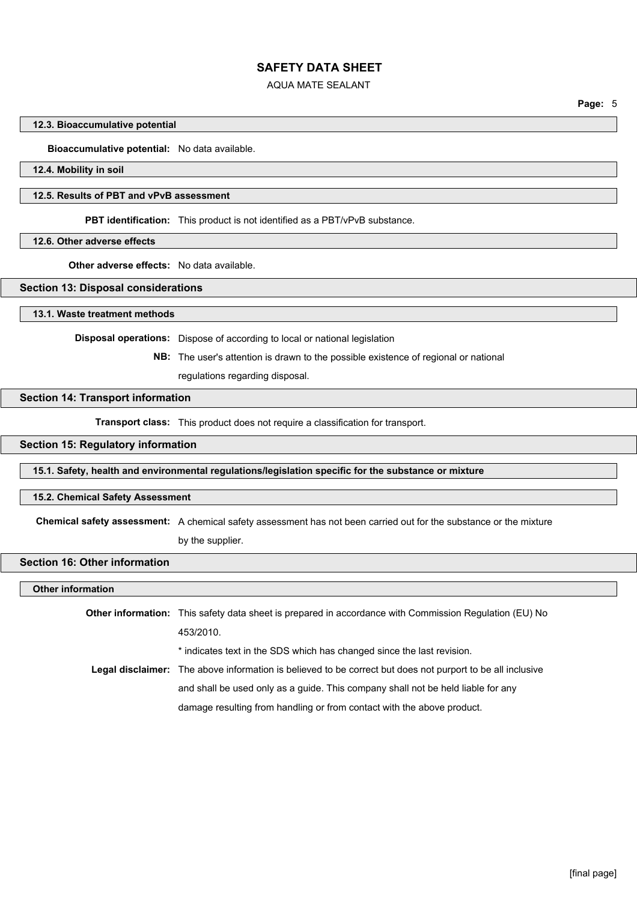### 12.3. Bioaccumulative potential

**Bioaccumulative potential:** No data available.

### 12.4. Mobility in soil

### 12.5. Results of PBT and vPvB assessment

**PBT identification:** This product is not identified as a PBT/vPvB substance.

### 12.6. Other adverse effects

**Other adverse effects:** No data available.

## Section 13: Disposal considerations

### 13.1. Waste treatment methods

**Disposal operations:** Dispose of according to local or national legislation

**NB:** The user's attention is drawn to the possible existence of regional or national regulations regarding disposal.

## Section 14: Transport information

**Transport class:** This product does not require a classification for transport.

## Section 15: Regulatory information

### 15.1. Safety, health and environmental regulations/legislation specific for the substance or mixture

### 15.2. Chemical Safety Assessment

**Chemical safety assessment:** A chemical safety assessment has not been carried out for the substance or the mixture by the supplier.

## Section 16: Other information

### Other information

**Other information:** This safety data sheet is prepared in accordance with Commission Regulation (EU) No 453/2010.

* indicates text in the SDS which has changed since the last revision.

**Legal disclaimer:** The above information is believed to be correct but does not purport to be all inclusive and shall be used only as a guide. This company shall not be held liable for any damage resulting from handling or from contact with the above product.

[final page]